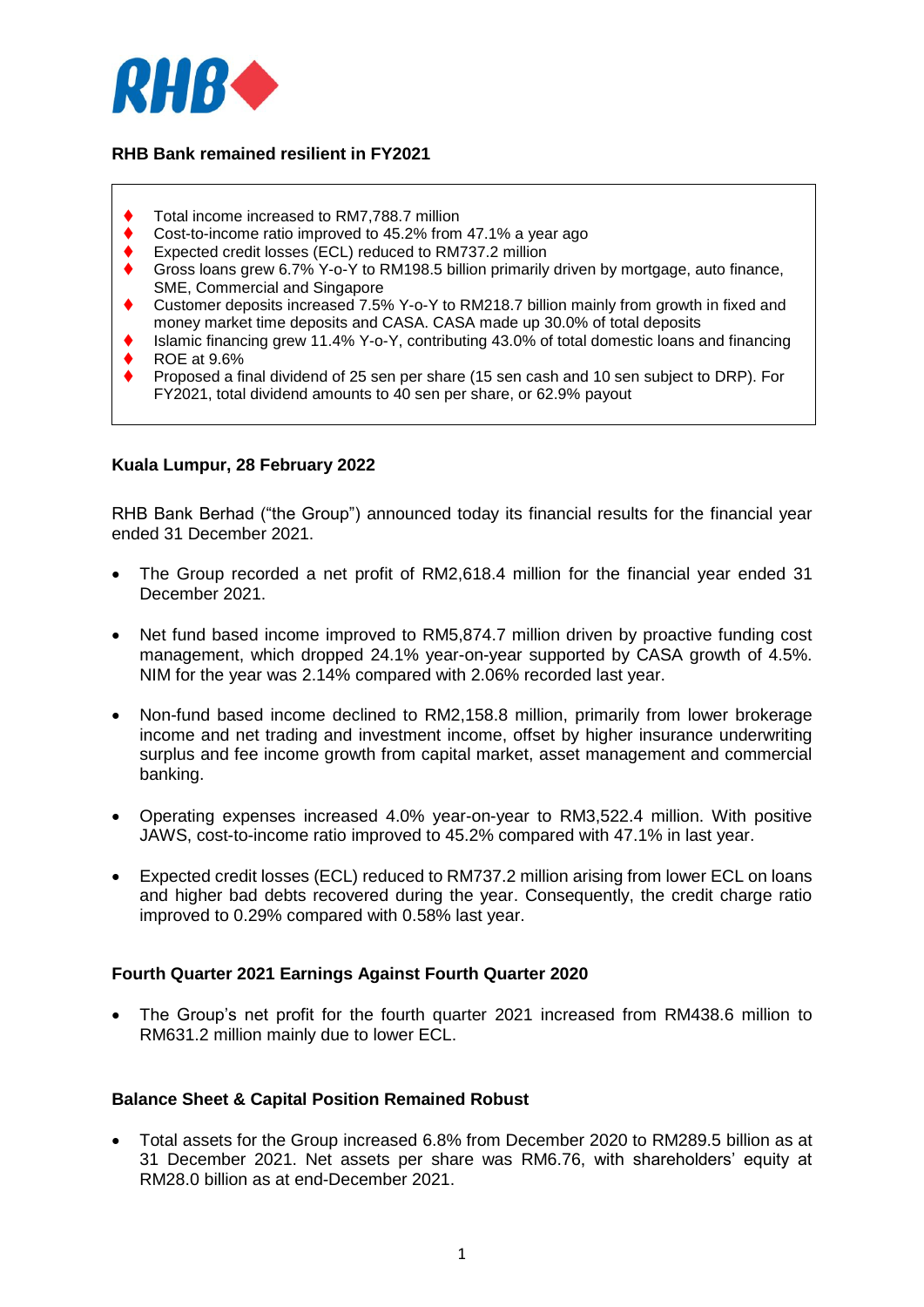RHB

## RHB Bank remained resilient in FY2021

- Total income increased to RM7,788.7 million
- Cost-to-income ratio improved to 45.2% from 47.1% a year ago
- Expected credit losses (ECL) reduced to RM737.2 million
- Gross loans grew 6.7% Y-o-Y to RM198.5 billion primarily driven by mortgage, auto finance, SME, Commercial and Singapore
- Customer deposits increased 7.5% Y-o-Y to RM218.7 billion mainly from growth in fixed and money market time deposits and CASA. CASA made up 30.0% of total deposits
- Islamic financing grew 11.4% Y-o-Y, contributing 43.0% of total domestic loans and financing
- ROE at 9.6%
- Proposed a final dividend of 25 sen per share (15 sen cash and 10 sen subject to DRP). For FY2021, total dividend amounts to 40 sen per share, or 62.9% payout

**Kuala Lumpur, 28 February 2022**

RHB Bank Berhad ("the Group") announced today its financial results for the financial year ended 31 December 2021.

- The Group recorded a net profit of RM2,618.4 million for the financial year ended 31 December 2021.
- Net fund based income improved to RM5,874.7 million driven by proactive funding cost management, which dropped 24.1% year-on-year supported by CASA growth of 4.5%. NIM for the year was 2.14% compared with 2.06% recorded last year.
- Non-fund based income declined to RM2,158.8 million, primarily from lower brokerage income and net trading and investment income, offset by higher insurance underwriting surplus and fee income growth from capital market, asset management and commercial banking.
- Operating expenses increased 4.0% year-on-year to RM3,522.4 million. With positive JAWS, cost-to-income ratio improved to 45.2% compared with 47.1% in last year.
- Expected credit losses (ECL) reduced to RM737.2 million arising from lower ECL on loans and higher bad debts recovered during the year. Consequently, the credit charge ratio improved to 0.29% compared with 0.58% last year.

### Fourth Quarter 2021 Earnings Against Fourth Quarter 2020

- The Group's net profit for the fourth quarter 2021 increased from RM438.6 million to RM631.2 million mainly due to lower ECL.

### Balance Sheet & Capital Position Remained Robust

- Total assets for the Group increased 6.8% from December 2020 to RM289.5 billion as at 31 December 2021. Net assets per share was RM6.76, with shareholders' equity at RM28.0 billion as at end-December 2021.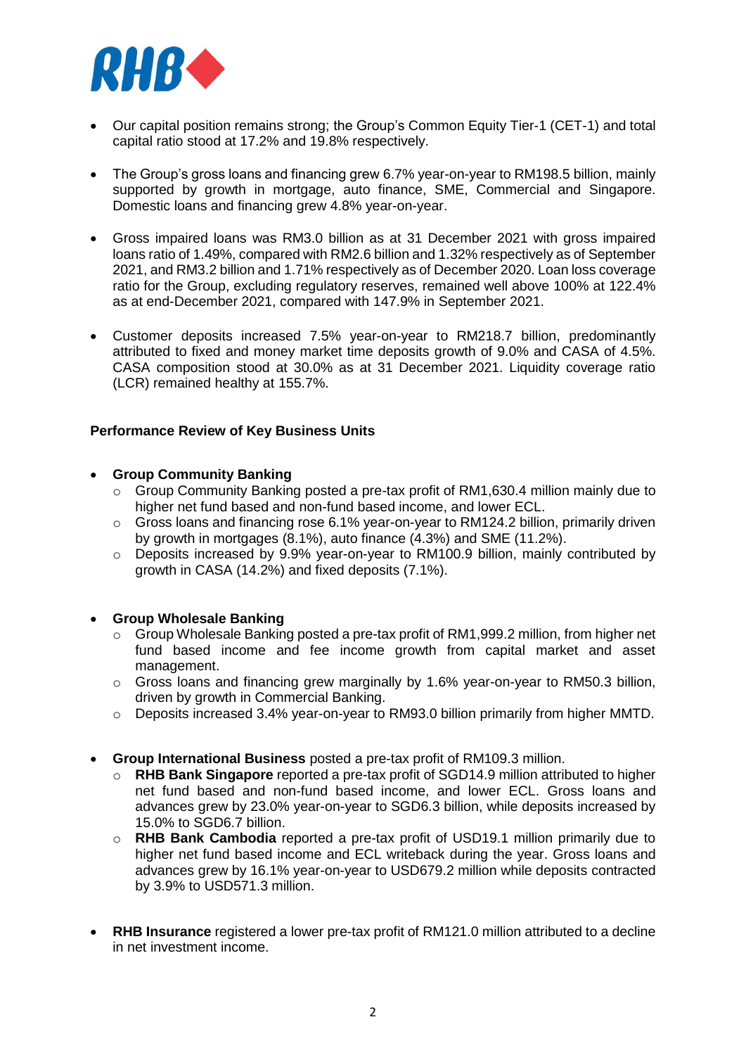- Our capital position remains strong; the Group's Common Equity Tier-1 (CET-1) and total capital ratio stood at 17.2% and 19.8% respectively.

- The Group's gross loans and financing grew 6.7% year-on-year to RM198.5 billion, mainly supported by growth in mortgage, auto finance, SME, Commercial and Singapore. Domestic loans and financing grew 4.8% year-on-year.

- Gross impaired loans was RM3.0 billion as at 31 December 2021 with gross impaired loans ratio of 1.49%, compared with RM2.6 billion and 1.32% respectively as of September 2021, and RM3.2 billion and 1.71% respectively as of December 2020. Loan loss coverage ratio for the Group, excluding regulatory reserves, remained well above 100% at 122.4% as at end-December 2021, compared with 147.9% in September 2021.

- Customer deposits increased 7.5% year-on-year to RM218.7 billion, predominantly attributed to fixed and money market time deposits growth of 9.0% and CASA of 4.5%. CASA composition stood at 30.0% as at 31 December 2021. Liquidity coverage ratio (LCR) remained healthy at 155.7%.

**Performance Review of Key Business Units**

- **Group Community Banking**
  - Group Community Banking posted a pre-tax profit of RM1,630.4 million mainly due to higher net fund based and non-fund based income, and lower ECL.
  - Gross loans and financing rose 6.1% year-on-year to RM124.2 billion, primarily driven by growth in mortgages (8.1%), auto finance (4.3%) and SME (11.2%).
  - Deposits increased by 9.9% year-on-year to RM100.9 billion, mainly contributed by growth in CASA (14.2%) and fixed deposits (7.1%).

- **Group Wholesale Banking**
  - Group Wholesale Banking posted a pre-tax profit of RM1,999.2 million, from higher net fund based income and fee income growth from capital market and asset management.
  - Gross loans and financing grew marginally by 1.6% year-on-year to RM50.3 billion, driven by growth in Commercial Banking.
  - Deposits increased 3.4% year-on-year to RM93.0 billion primarily from higher MMTD.

- **Group International Business** posted a pre-tax profit of RM109.3 million.
  - **RHB Bank Singapore** reported a pre-tax profit of SGD14.9 million attributed to higher net fund based and non-fund based income, and lower ECL. Gross loans and advances grew by 23.0% year-on-year to SGD6.3 billion, while deposits increased by 15.0% to SGD6.7 billion.
  - **RHB Bank Cambodia** reported a pre-tax profit of USD19.1 million primarily due to higher net fund based income and ECL writeback during the year. Gross loans and advances grew by 16.1% year-on-year to USD679.2 million while deposits contracted by 3.9% to USD571.3 million.

- **RHB Insurance** registered a lower pre-tax profit of RM121.0 million attributed to a decline in net investment income.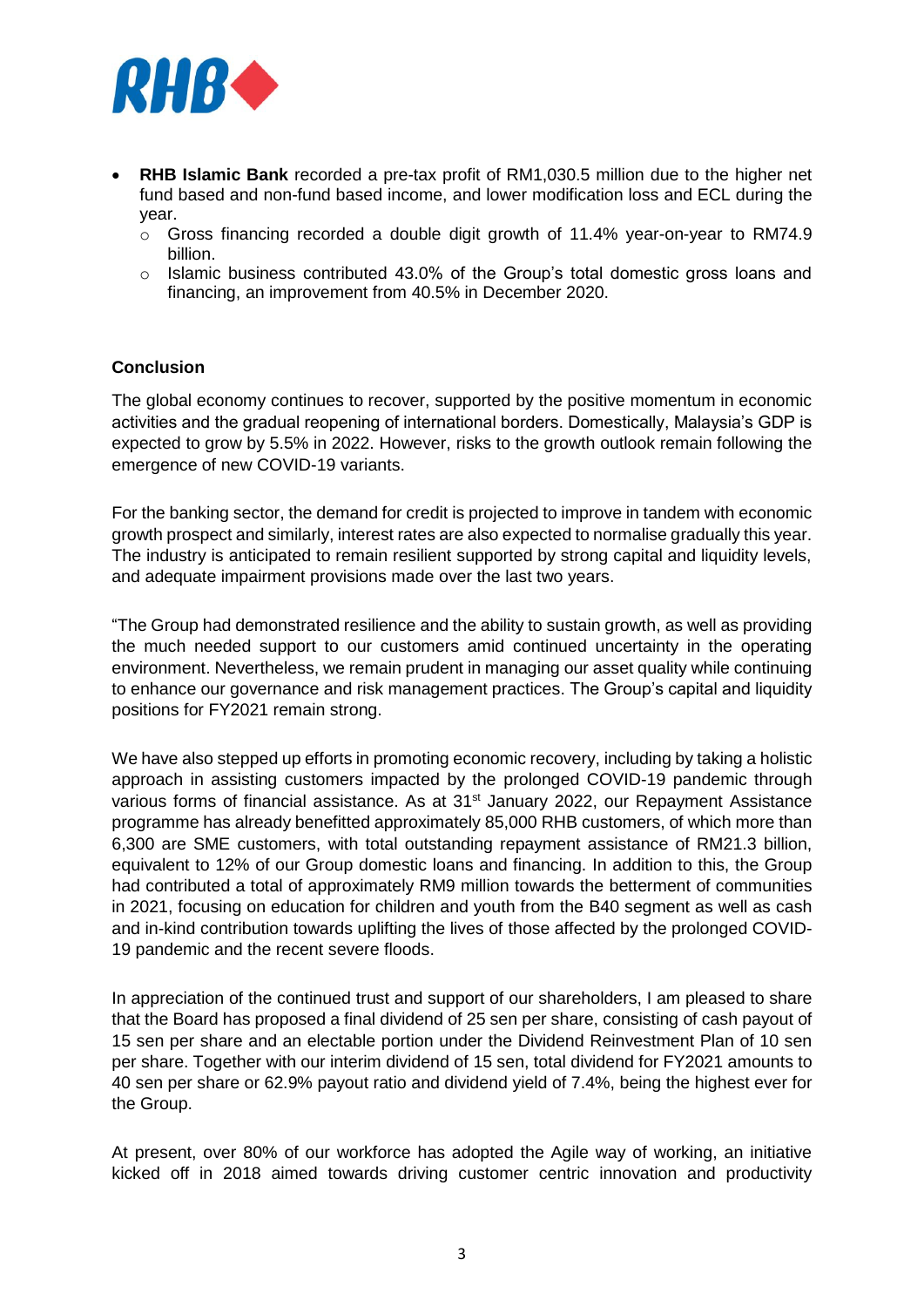- **RHB Islamic Bank** recorded a pre-tax profit of RM1,030.5 million due to the higher net fund based and non-fund based income, and lower modification loss and ECL during the year.
    - Gross financing recorded a double digit growth of 11.4% year-on-year to RM74.9 billion.
    - Islamic business contributed 43.0% of the Group's total domestic gross loans and financing, an improvement from 40.5% in December 2020.

**Conclusion**

The global economy continues to recover, supported by the positive momentum in economic activities and the gradual reopening of international borders. Domestically, Malaysia's GDP is expected to grow by 5.5% in 2022. However, risks to the growth outlook remain following the emergence of new COVID-19 variants.

For the banking sector, the demand for credit is projected to improve in tandem with economic growth prospect and similarly, interest rates are also expected to normalise gradually this year. The industry is anticipated to remain resilient supported by strong capital and liquidity levels, and adequate impairment provisions made over the last two years.

"The Group had demonstrated resilience and the ability to sustain growth, as well as providing the much needed support to our customers amid continued uncertainty in the operating environment. Nevertheless, we remain prudent in managing our asset quality while continuing to enhance our governance and risk management practices. The Group's capital and liquidity positions for FY2021 remain strong.

We have also stepped up efforts in promoting economic recovery, including by taking a holistic approach in assisting customers impacted by the prolonged COVID-19 pandemic through various forms of financial assistance. As at 31st January 2022, our Repayment Assistance programme has already benefitted approximately 85,000 RHB customers, of which more than 6,300 are SME customers, with total outstanding repayment assistance of RM21.3 billion, equivalent to 12% of our Group domestic loans and financing. In addition to this, the Group had contributed a total of approximately RM9 million towards the betterment of communities in 2021, focusing on education for children and youth from the B40 segment as well as cash and in-kind contribution towards uplifting the lives of those affected by the prolonged COVID-19 pandemic and the recent severe floods.

In appreciation of the continued trust and support of our shareholders, I am pleased to share that the Board has proposed a final dividend of 25 sen per share, consisting of cash payout of 15 sen per share and an electable portion under the Dividend Reinvestment Plan of 10 sen per share. Together with our interim dividend of 15 sen, total dividend for FY2021 amounts to 40 sen per share or 62.9% payout ratio and dividend yield of 7.4%, being the highest ever for the Group.

At present, over 80% of our workforce has adopted the Agile way of working, an initiative kicked off in 2018 aimed towards driving customer centric innovation and productivity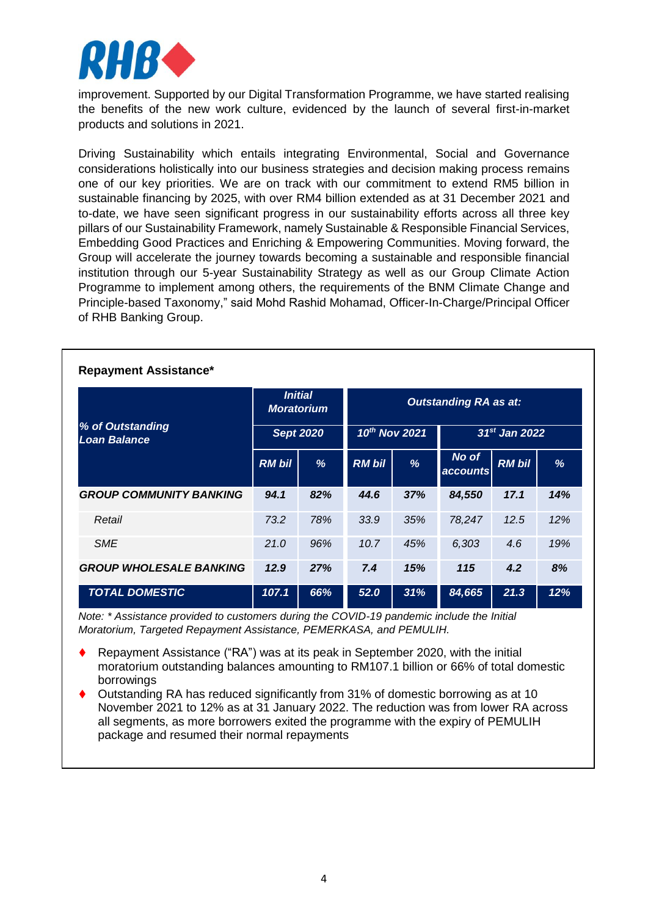improvement. Supported by our Digital Transformation Programme, we have started realising the benefits of the new work culture, evidenced by the launch of several first-in-market products and solutions in 2021.

Driving Sustainability which entails integrating Environmental, Social and Governance considerations holistically into our business strategies and decision making process remains one of our key priorities. We are on track with our commitment to extend RM5 billion in sustainable financing by 2025, with over RM4 billion extended as at 31 December 2021 and to-date, we have seen significant progress in our sustainability efforts across all three key pillars of our Sustainability Framework, namely Sustainable & Responsible Financial Services, Embedding Good Practices and Enriching & Empowering Communities. Moving forward, the Group will accelerate the journey towards becoming a sustainable and responsible financial institution through our 5-year Sustainability Strategy as well as our Group Climate Action Programme to implement among others, the requirements of the BNM Climate Change and Principle-based Taxonomy," said Mohd Rashid Mohamad, Officer-In-Charge/Principal Officer of RHB Banking Group.

**Repayment Assistance***

| *% of Outstanding Loan Balance* | *Initial Moratorium* | | *Outstanding RA as at:* | | | | |
|---|---|---|---|---|---|---|---|
| | *Sept 2020* | | *10th Nov 2021* | | *31st Jan 2022* | | |
| | *RM bil* | *%* | *RM bil* | *%* | *No of accounts* | *RM bil* | *%* |
| ***GROUP COMMUNITY BANKING*** | ***94.1*** | ***82%*** | ***44.6*** | ***37%*** | ***84,550*** | ***17.1*** | ***14%*** |
| *Retail* | *73.2* | *78%* | *33.9* | *35%* | *78,247* | *12.5* | *12%* |
| *SME* | *21.0* | *96%* | *10.7* | *45%* | *6,303* | *4.6* | *19%* |
| ***GROUP WHOLESALE BANKING*** | ***12.9*** | ***27%*** | ***7.4*** | ***15%*** | ***115*** | ***4.2*** | ***8%*** |
| ***TOTAL DOMESTIC*** | ***107.1*** | ***66%*** | ***52.0*** | ***31%*** | ***84,665*** | ***21.3*** | ***12%*** |

*Note: * Assistance provided to customers during the COVID-19 pandemic include the Initial Moratorium, Targeted Repayment Assistance, PEMERKASA, and PEMULIH.*

- Repayment Assistance ("RA") was at its peak in September 2020, with the initial moratorium outstanding balances amounting to RM107.1 billion or 66% of total domestic borrowings
- Outstanding RA has reduced significantly from 31% of domestic borrowing as at 10 November 2021 to 12% as at 31 January 2022. The reduction was from lower RA across all segments, as more borrowers exited the programme with the expiry of PEMULIH package and resumed their normal repayments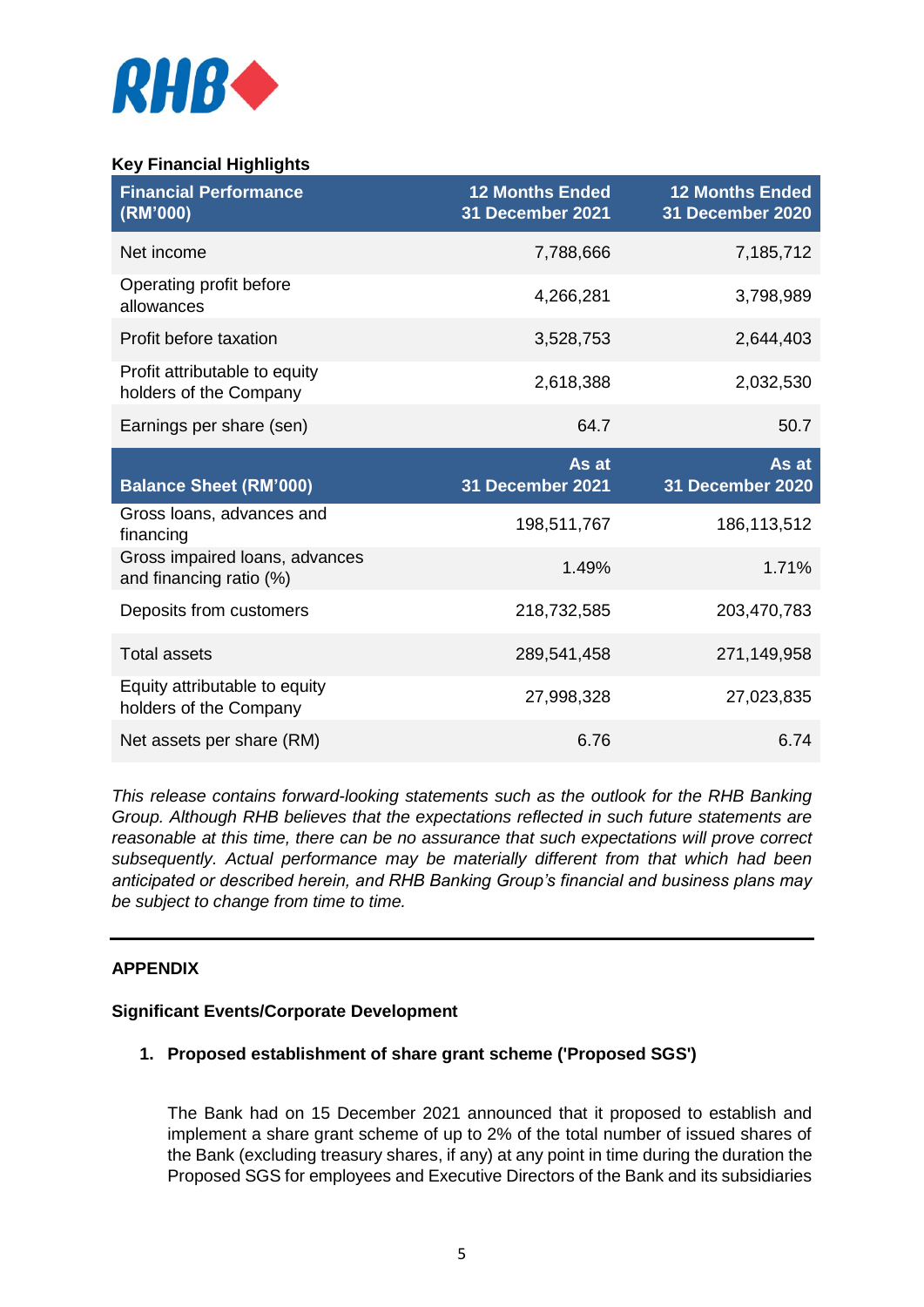**Key Financial Highlights**

| Financial Performance (RM'000) | 12 Months Ended 31 December 2021 | 12 Months Ended 31 December 2020 |
|---|---|---|
| Net income | 7,788,666 | 7,185,712 |
| Operating profit before allowances | 4,266,281 | 3,798,989 |
| Profit before taxation | 3,528,753 | 2,644,403 |
| Profit attributable to equity holders of the Company | 2,618,388 | 2,032,530 |
| Earnings per share (sen) | 64.7 | 50.7 |
| **Balance Sheet (RM'000)** | **As at 31 December 2021** | **As at 31 December 2020** |
| Gross loans, advances and financing | 198,511,767 | 186,113,512 |
| Gross impaired loans, advances and financing ratio (%) | 1.49% | 1.71% |
| Deposits from customers | 218,732,585 | 203,470,783 |
| Total assets | 289,541,458 | 271,149,958 |
| Equity attributable to equity holders of the Company | 27,998,328 | 27,023,835 |
| Net assets per share (RM) | 6.76 | 6.74 |

*This release contains forward-looking statements such as the outlook for the RHB Banking Group. Although RHB believes that the expectations reflected in such future statements are reasonable at this time, there can be no assurance that such expectations will prove correct subsequently. Actual performance may be materially different from that which had been anticipated or described herein, and RHB Banking Group's financial and business plans may be subject to change from time to time.*

---

**APPENDIX**

**Significant Events/Corporate Development**

1. **Proposed establishment of share grant scheme ('Proposed SGS')**

   The Bank had on 15 December 2021 announced that it proposed to establish and implement a share grant scheme of up to 2% of the total number of issued shares of the Bank (excluding treasury shares, if any) at any point in time during the duration the Proposed SGS for employees and Executive Directors of the Bank and its subsidiaries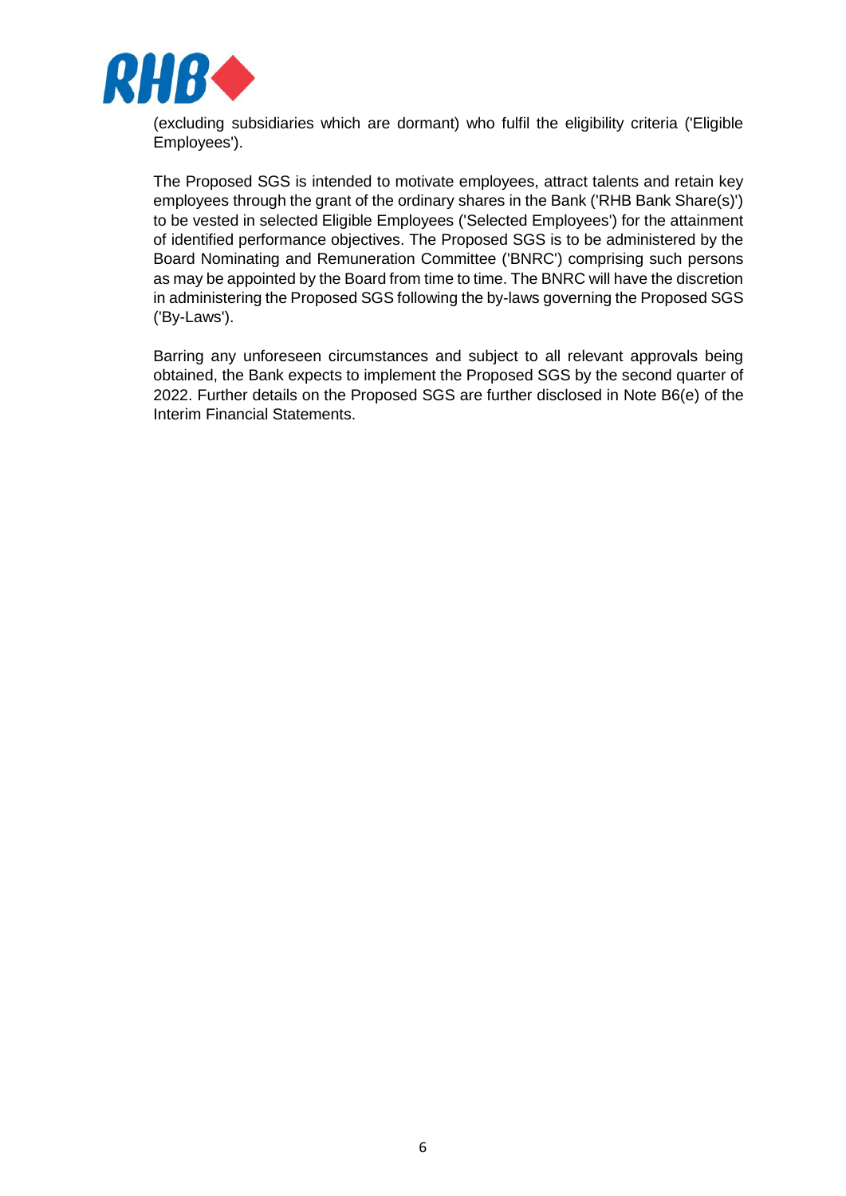(excluding subsidiaries which are dormant) who fulfil the eligibility criteria ('Eligible Employees').

The Proposed SGS is intended to motivate employees, attract talents and retain key employees through the grant of the ordinary shares in the Bank ('RHB Bank Share(s)') to be vested in selected Eligible Employees ('Selected Employees') for the attainment of identified performance objectives. The Proposed SGS is to be administered by the Board Nominating and Remuneration Committee ('BNRC') comprising such persons as may be appointed by the Board from time to time. The BNRC will have the discretion in administering the Proposed SGS following the by-laws governing the Proposed SGS ('By-Laws').

Barring any unforeseen circumstances and subject to all relevant approvals being obtained, the Bank expects to implement the Proposed SGS by the second quarter of 2022. Further details on the Proposed SGS are further disclosed in Note B6(e) of the Interim Financial Statements.